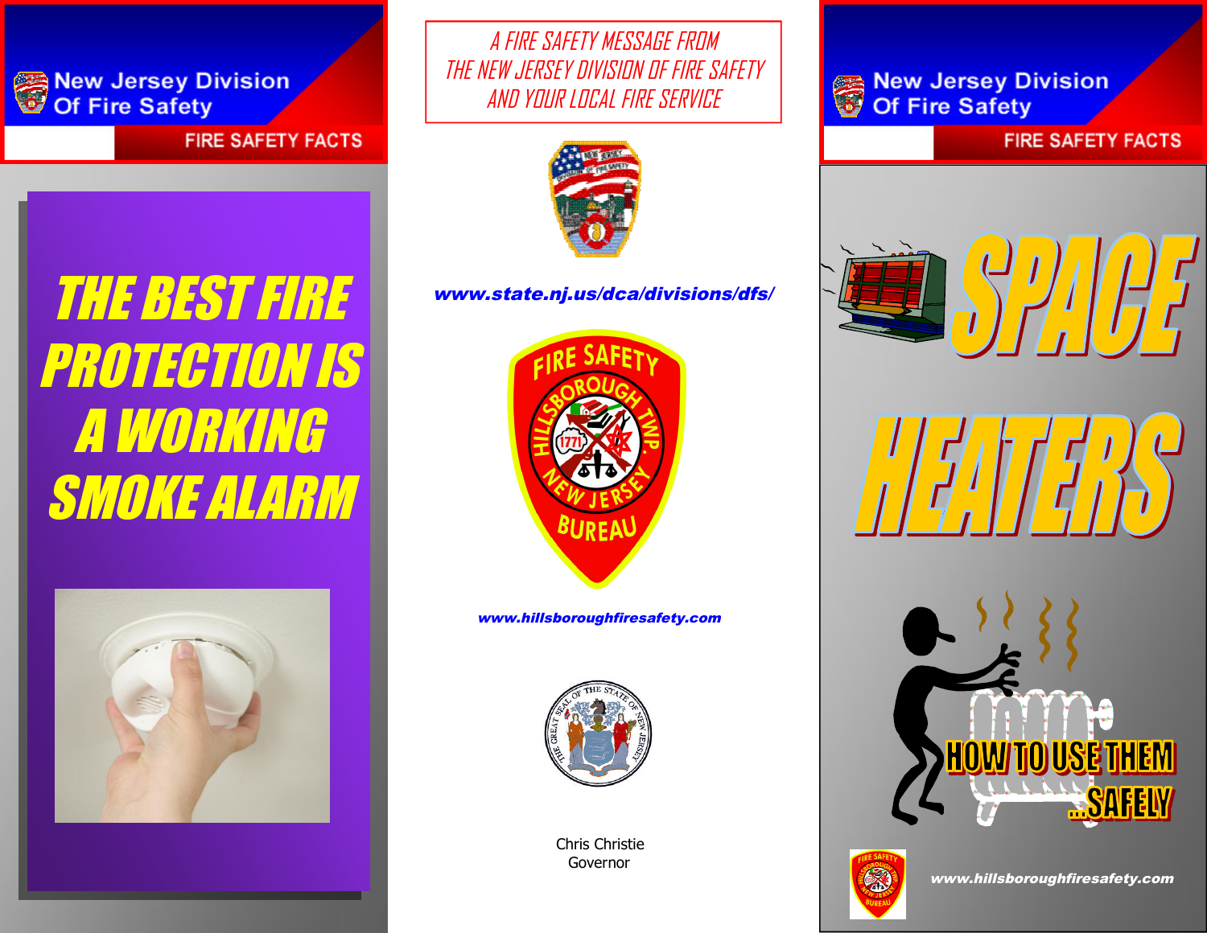New Jersey Division Of Fire Safety

FIRE SAFETY FACTS

# THE BEST FIRE PROTECTION IS A WORKING SMOKE ALARM

*A FIRE SAFETY MESSAGE FROM THE NEW JERSEY DIVISION OF FIRE SAFETY AND YOUR LOCAL FIRE SERVICE*

***www.state.nj.us/dca/divisions/dfs/***

FIRE SAFETY HILLSBOROUGH TWP. NEW JERSEY BUREAU

***www.hillsboroughfiresafety.com***

Chris Christie
Governor

New Jersey Division Of Fire Safety

FIRE SAFETY FACTS

# SPACE HEATERS

## HOW TO USE THEM ...SAFELY

***www.hillsboroughfiresafety.com***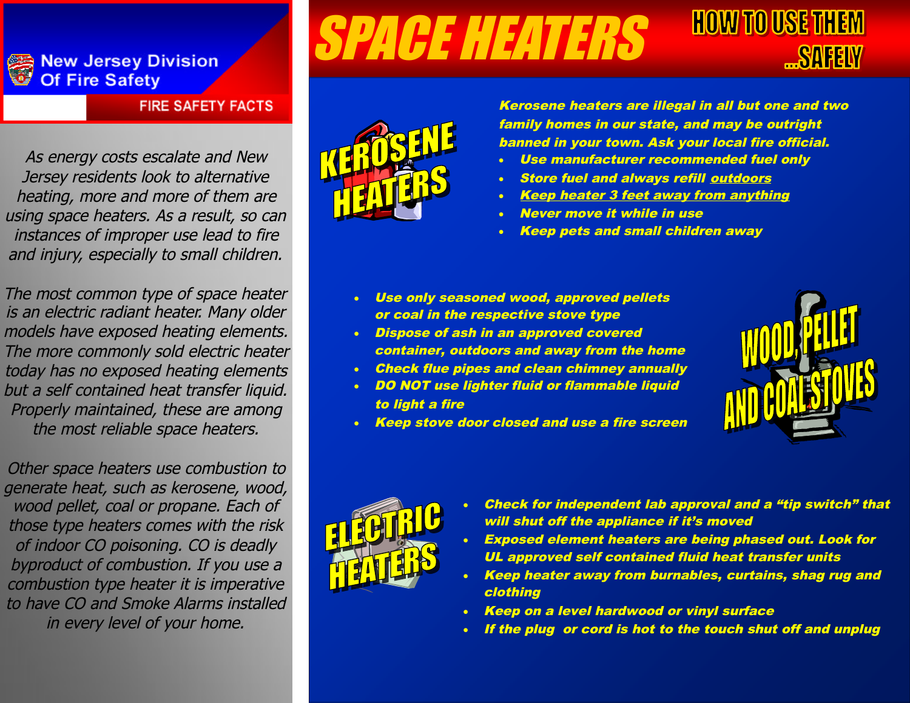New Jersey Division Of Fire Safety

FIRE SAFETY FACTS

*As energy costs escalate and New Jersey residents look to alternative heating, more and more of them are using space heaters. As a result, so can instances of improper use lead to fire and injury, especially to small children.*

*The most common type of space heater is an electric radiant heater. Many older models have exposed heating elements. The more commonly sold electric heater today has no exposed heating elements but a self contained heat transfer liquid. Properly maintained, these are among the most reliable space heaters.*

*Other space heaters use combustion to generate heat, such as kerosene, wood, wood pellet, coal or propane. Each of those type heaters comes with the risk of indoor CO poisoning. CO is deadly byproduct of combustion. If you use a combustion type heater it is imperative to have CO and Smoke Alarms installed in every level of your home.*

# SPACE HEATERS

## HOW TO USE THEM ...SAFELY

### KEROSENE HEATERS

***Kerosene heaters are illegal in all but one and two family homes in our state, and may be outright banned in your town. Ask your local fire official.***

- ***Use manufacturer recommended fuel only***
- ***Store fuel and always refill outdoors***
- ***Keep heater 3 feet away from anything***
- ***Never move it while in use***
- ***Keep pets and small children away***

### WOOD, PELLET AND COAL STOVES

- ***Use only seasoned wood, approved pellets or coal in the respective stove type***
- ***Dispose of ash in an approved covered container, outdoors and away from the home***
- ***Check flue pipes and clean chimney annually***
- ***DO NOT use lighter fluid or flammable liquid to light a fire***
- ***Keep stove door closed and use a fire screen***

### ELECTRIC HEATERS

- ***Check for independent lab approval and a "tip switch" that will shut off the appliance if it's moved***
- ***Exposed element heaters are being phased out. Look for UL approved self contained fluid heat transfer units***
- ***Keep heater away from burnables, curtains, shag rug and clothing***
- ***Keep on a level hardwood or vinyl surface***
- ***If the plug or cord is hot to the touch shut off and unplug***